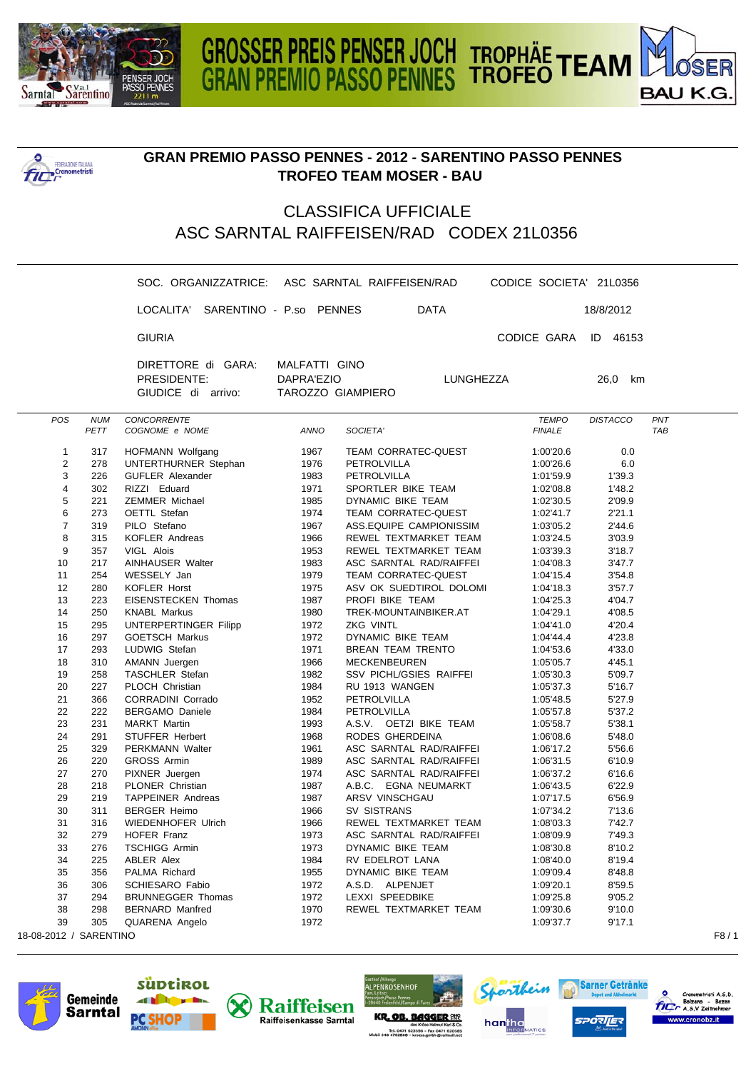# GROSSER PREIS PENSER JOCH TROPHÄE TEAM MOSER BAU K.G.
# GRAN PREMIO PASSO PENNES TROFEO

## GRAN PREMIO PASSO PENNES - 2012 - SARENTINO PASSO PENNES
## TROFEO TEAM MOSER - BAU

### CLASSIFICA UFFICIALE
### ASC SARNTAL RAIFFEISEN/RAD CODEX 21L0356

SOC. ORGANIZZATRICE: ASC SARNTAL RAIFFEISEN/RAD — CODICE SOCIETA' 21L0356

LOCALITA' SARENTINO - P.so PENNES — DATA 18/8/2012

GIURIA — CODICE GARA ID 46153

DIRETTORE di GARA: MALFATTI GINO
PRESIDENTE: DAPRA'EZIO — LUNGHEZZA 26,0 km
GIUDICE di arrivo: TAROZZO GIAMPIERO

| POS | NUM PETT | CONCORRENTE COGNOME e NOME | ANNO | SOCIETA' | TEMPO FINALE | DISTACCO | PNT TAB |
|---|---|---|---|---|---|---|---|
| 1 | 317 | HOFMANN Wolfgang | 1967 | TEAM CORRATEC-QUEST | 1:00'20.6 | 0.0 | |
| 2 | 278 | UNTERTHURNER Stephan | 1976 | PETROLVILLA | 1:00'26.6 | 6.0 | |
| 3 | 226 | GUFLER Alexander | 1983 | PETROLVILLA | 1:01'59.9 | 1'39.3 | |
| 4 | 302 | RIZZI Eduard | 1971 | SPORTLER BIKE TEAM | 1:02'08.8 | 1'48.2 | |
| 5 | 221 | ZEMMER Michael | 1985 | DYNAMIC BIKE TEAM | 1:02'30.5 | 2'09.9 | |
| 6 | 273 | OETTL Stefan | 1974 | TEAM CORRATEC-QUEST | 1:02'41.7 | 2'21.1 | |
| 7 | 319 | PILO Stefano | 1967 | ASS.EQUIPE CAMPIONISSIM | 1:03'05.2 | 2'44.6 | |
| 8 | 315 | KOFLER Andreas | 1966 | REWEL TEXTMARKET TEAM | 1:03'24.5 | 3'03.9 | |
| 9 | 357 | VIGL Alois | 1953 | REWEL TEXTMARKET TEAM | 1:03'39.3 | 3'18.7 | |
| 10 | 217 | AINHAUSER Walter | 1983 | ASC SARNTAL RAD/RAIFFEI | 1:04'08.3 | 3'47.7 | |
| 11 | 254 | WESSELY Jan | 1979 | TEAM CORRATEC-QUEST | 1:04'15.4 | 3'54.8 | |
| 12 | 280 | KOFLER Horst | 1975 | ASV OK SUEDTIROL DOLOMI | 1:04'18.3 | 3'57.7 | |
| 13 | 223 | EISENSTECKEN Thomas | 1987 | PROFI BIKE TEAM | 1:04'25.3 | 4'04.7 | |
| 14 | 250 | KNABL Markus | 1980 | TREK-MOUNTAINBIKER.AT | 1:04'29.1 | 4'08.5 | |
| 15 | 295 | UNTERPERTINGER Filipp | 1972 | ZKG VINTL | 1:04'41.0 | 4'20.4 | |
| 16 | 297 | GOETSCH Markus | 1972 | DYNAMIC BIKE TEAM | 1:04'44.4 | 4'23.8 | |
| 17 | 293 | LUDWIG Stefan | 1971 | BREAN TEAM TRENTO | 1:04'53.6 | 4'33.0 | |
| 18 | 310 | AMANN Juergen | 1966 | MECKENBEUREN | 1:05'05.7 | 4'45.1 | |
| 19 | 258 | TASCHLER Stefan | 1982 | SSV PICHL/GSIES RAIFFEI | 1:05'30.3 | 5'09.7 | |
| 20 | 227 | PLOCH Christian | 1984 | RU 1913 WANGEN | 1:05'37.3 | 5'16.7 | |
| 21 | 366 | CORRADINI Corrado | 1952 | PETROLVILLA | 1:05'48.5 | 5'27.9 | |
| 22 | 222 | BERGAMO Daniele | 1984 | PETROLVILLA | 1:05'57.8 | 5'37.2 | |
| 23 | 231 | MARKT Martin | 1993 | A.S.V. OETZI BIKE TEAM | 1:05'58.7 | 5'38.1 | |
| 24 | 291 | STUFFER Herbert | 1968 | RODES GHERDEINA | 1:06'08.6 | 5'48.0 | |
| 25 | 329 | PERKMANN Walter | 1961 | ASC SARNTAL RAD/RAIFFEI | 1:06'17.2 | 5'56.6 | |
| 26 | 220 | GROSS Armin | 1989 | ASC SARNTAL RAD/RAIFFEI | 1:06'31.5 | 6'10.9 | |
| 27 | 270 | PIXNER Juergen | 1974 | ASC SARNTAL RAD/RAIFFEI | 1:06'37.2 | 6'16.6 | |
| 28 | 218 | PLONER Christian | 1987 | A.B.C. EGNA NEUMARKT | 1:06'43.5 | 6'22.9 | |
| 29 | 219 | TAPPEINER Andreas | 1987 | ARSV VINSCHGAU | 1:07'17.5 | 6'56.9 | |
| 30 | 311 | BERGER Heimo | 1966 | SV SISTRANS | 1:07'34.2 | 7'13.6 | |
| 31 | 316 | WIEDENHOFER Ulrich | 1966 | REWEL TEXTMARKET TEAM | 1:08'03.3 | 7'42.7 | |
| 32 | 279 | HOFER Franz | 1973 | ASC SARNTAL RAD/RAIFFEI | 1:08'09.9 | 7'49.3 | |
| 33 | 276 | TSCHIGG Armin | 1973 | DYNAMIC BIKE TEAM | 1:08'30.8 | 8'10.2 | |
| 34 | 225 | ABLER Alex | 1984 | RV EDELROT LANA | 1:08'40.0 | 8'19.4 | |
| 35 | 356 | PALMA Richard | 1955 | DYNAMIC BIKE TEAM | 1:09'09.4 | 8'48.8 | |
| 36 | 306 | SCHIESARO Fabio | 1972 | A.S.D. ALPENJET | 1:09'20.1 | 8'59.5 | |
| 37 | 294 | BRUNNEGGER Thomas | 1972 | LEXXI SPEEDBIKE | 1:09'25.8 | 9'05.2 | |
| 38 | 298 | BERNARD Manfred | 1970 | REWEL TEXTMARKET TEAM | 1:09'30.6 | 9'10.0 | |
| 39 | 305 | QUARENA Angelo | 1972 | | 1:09'37.7 | 9'17.1 | |

18-08-2012 / SARENTINO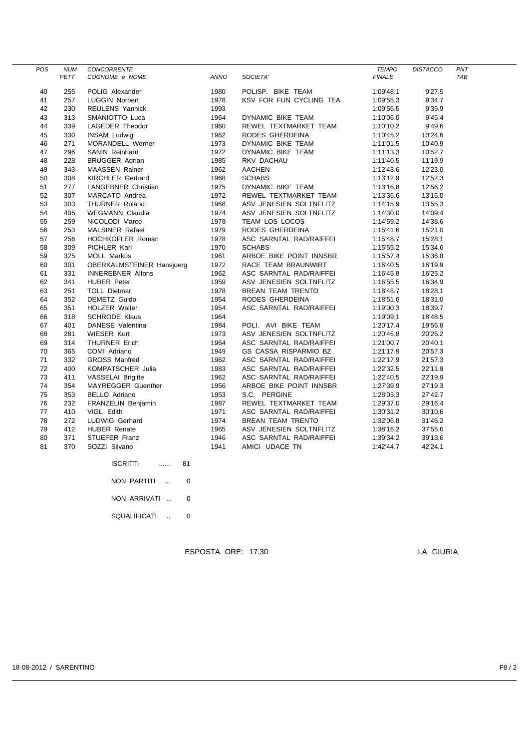| POS | NUM PETT | CONCORRENTE COGNOME e NOME | ANNO | SOCIETA' | TEMPO FINALE | DISTACCO | PNT TAB |
|---|---|---|---|---|---|---|---|
| 40 | 255 | POLIG Alexander | 1980 | POLISP. BIKE TEAM | 1:09'48.1 | 9'27.5 | |
| 41 | 257 | LUGGIN Norbert | 1978 | KSV FOR FUN CYCLING TEA | 1:09'55.3 | 9'34.7 | |
| 42 | 230 | REULENS Yannick | 1993 | | 1:09'56.5 | 9'35.9 | |
| 43 | 313 | SMANIOTTO Luca | 1964 | DYNAMIC BIKE TEAM | 1:10'06.0 | 9'45.4 | |
| 44 | 339 | LAGEDER Theodor | 1960 | REWEL TEXTMARKET TEAM | 1:10'10.2 | 9'49.6 | |
| 45 | 330 | INSAM Ludwig | 1962 | RODES GHERDEINA | 1:10'45.2 | 10'24.6 | |
| 46 | 271 | MORANDELL Werner | 1973 | DYNAMIC BIKE TEAM | 1:11'01.5 | 10'40.9 | |
| 47 | 296 | SANIN Reinhard | 1972 | DYNAMIC BIKE TEAM | 1:11'13.3 | 10'52.7 | |
| 48 | 228 | BRUGGER Adrian | 1985 | RKV DACHAU | 1:11'40.5 | 11'19.9 | |
| 49 | 343 | MAASSEN Rainer | 1962 | AACHEN | 1:12'43.6 | 12'23.0 | |
| 50 | 308 | KIRCHLER Gerhard | 1968 | SCHABS | 1:13'12.9 | 12'52.3 | |
| 51 | 277 | LANGEBNER Christian | 1975 | DYNAMIC BIKE TEAM | 1:13'16.8 | 12'56.2 | |
| 52 | 307 | MARCATO Andrea | 1972 | REWEL TEXTMARKET TEAM | 1:13'36.6 | 13'16.0 | |
| 53 | 303 | THURNER Roland | 1968 | ASV JENESIEN SOLTNFLITZ | 1:14'15.9 | 13'55.3 | |
| 54 | 405 | WEGMANN Claudia | 1974 | ASV JENESIEN SOLTNFLITZ | 1:14'30.0 | 14'09.4 | |
| 55 | 259 | NICOLODI Marco | 1978 | TEAM LOS LOCOS | 1:14'59.2 | 14'38.6 | |
| 56 | 253 | MALSINER Rafael | 1979 | RODES GHERDEINA | 1:15'41.6 | 15'21.0 | |
| 57 | 256 | HOCHKOFLER Roman | 1978 | ASC SARNTAL RAD/RAIFFEI | 1:15'48.7 | 15'28.1 | |
| 58 | 309 | PICHLER Karl | 1970 | SCHABS | 1:15'55.2 | 15'34.6 | |
| 59 | 325 | MOLL Markus | 1961 | ARBOE BIKE POINT INNSBR | 1:15'57.4 | 15'36.8 | |
| 60 | 301 | OBERKALMSTEINER Hansjoerg | 1972 | RACE TEAM BRAUNWIRT | 1:16'40.5 | 16'19.9 | |
| 61 | 331 | INNEREBNER Alfons | 1962 | ASC SARNTAL RAD/RAIFFEI | 1:16'45.8 | 16'25.2 | |
| 62 | 341 | HUBER Peter | 1959 | ASV JENESIEN SOLTNFLITZ | 1:16'55.5 | 16'34.9 | |
| 63 | 251 | TOLL Dietmar | 1978 | BREAN TEAM TRENTO | 1:18'48.7 | 18'28.1 | |
| 64 | 352 | DEMETZ Guido | 1954 | RODES GHERDEINA | 1:18'51.6 | 18'31.0 | |
| 65 | 351 | HOLZER Walter | 1954 | ASC SARNTAL RAD/RAIFFEI | 1:19'00.3 | 18'39.7 | |
| 66 | 318 | SCHRODE Klaus | 1964 | | 1:19'09.1 | 18'48.5 | |
| 67 | 401 | DANESE Valentina | 1984 | POLI. AVI BIKE TEAM | 1:20'17.4 | 19'56.8 | |
| 68 | 281 | WIESER Kurt | 1973 | ASV JENESIEN SOLTNFLITZ | 1:20'46.8 | 20'26.2 | |
| 69 | 314 | THURNER Erich | 1964 | ASC SARNTAL RAD/RAIFFEI | 1:21'00.7 | 20'40.1 | |
| 70 | 365 | COMI Adriano | 1949 | GS CASSA RISPARMIO BZ | 1:21'17.9 | 20'57.3 | |
| 71 | 332 | GROSS Manfred | 1962 | ASC SARNTAL RAD/RAIFFEI | 1:22'17.9 | 21'57.3 | |
| 72 | 400 | KOMPATSCHER Julia | 1983 | ASC SARNTAL RAD/RAIFFEI | 1:22'32.5 | 22'11.9 | |
| 73 | 411 | VASSELAI Brigitte | 1962 | ASC SARNTAL RAD/RAIFFEI | 1:22'40.5 | 22'19.9 | |
| 74 | 354 | MAYREGGER Guenther | 1956 | ARBOE BIKE POINT INNSBR | 1:27'39.9 | 27'19.3 | |
| 75 | 353 | BELLO Adriano | 1953 | S.C. PERGINE | 1:28'03.3 | 27'42.7 | |
| 76 | 232 | FRANZELIN Benjamin | 1987 | REWEL TEXTMARKET TEAM | 1:29'37.0 | 29'16.4 | |
| 77 | 410 | VIGL Edith | 1971 | ASC SARNTAL RAD/RAIFFEI | 1:30'31.2 | 30'10.6 | |
| 78 | 272 | LUDWIG Gerhard | 1974 | BREAN TEAM TRENTO | 1:32'06.8 | 31'46.2 | |
| 79 | 412 | HUBER Renate | 1965 | ASV JENESIEN SOLTNFLITZ | 1:38'16.2 | 37'55.6 | |
| 80 | 371 | STUEFER Franz | 1946 | ASC SARNTAL RAD/RAIFFEI | 1:39'34.2 | 39'13.6 | |
| 81 | 370 | SOZZI Silvano | 1941 | AMICI UDACE TN | 1:42'44.7 | 42'24.1 | |

ISCRITTI ...... 81

NON PARTITI ... 0

NON ARRIVATI .. 0

SQUALIFICATI .. 0

ESPOSTA ORE: 17.30

LA GIURIA

18-08-2012 / SARENTINO